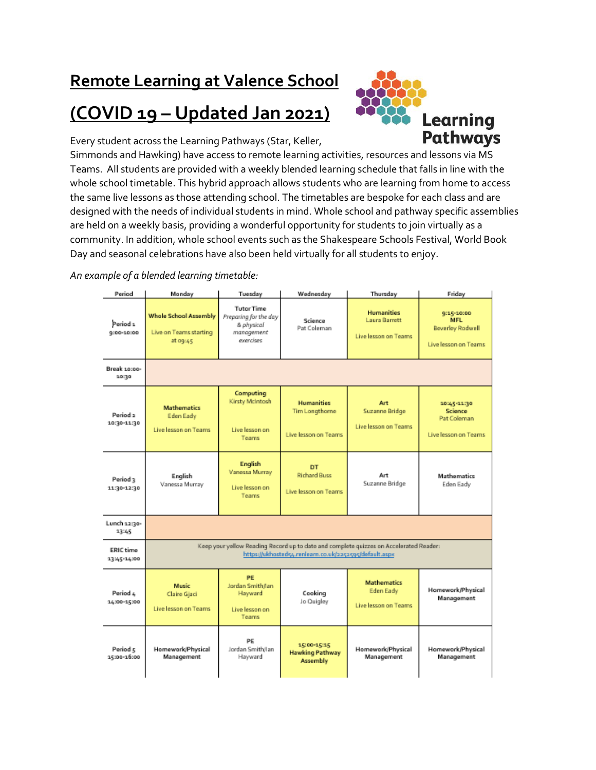# Remote Learning at Valence School

# (COVID 19 – Updated Jan 2021)

Learning Pathways

Every student across the Learning Pathways (Star, Keller, Simmonds and Hawking) have access to remote learning activities, resources and lessons via MS Teams. All students are provided with a weekly blended learning schedule that falls in line with the whole school timetable. This hybrid approach allows students who are learning from home to access the same live lessons as those attending school. The timetables are bespoke for each class and are designed with the needs of individual students in mind. Whole school and pathway specific assemblies are held on a weekly basis, providing a wonderful opportunity for students to join virtually as a community. In addition, whole school events such as the Shakespeare Schools Festival, World Book Day and seasonal celebrations have also been held virtually for all students to enjoy.

*An example of a blended learning timetable:*

| Period | Monday | Tuesday | Wednesday | Thursday | Friday |
|---|---|---|---|---|---|
| Period 1 9:00-10:00 | **Whole School Assembly** Live on Teams starting at 09:45 | **Tutor Time** *Preparing for the day & physical management exercises* | **Science** Pat Coleman | **Humanities** Laura Barrett Live lesson on Teams | **9:15-10:00 MFL** Beverley Rodwell Live lesson on Teams |
| Break 10:00-10:30 | | | | | |
| Period 2 10:30-11:30 | **Mathematics** Eden Eady Live lesson on Teams | **Computing** Kirsty McIntosh Live lesson on Teams | **Humanities** Tim Longthorne Live lesson on Teams | **Art** Suzanne Bridge Live lesson on Teams | **10:45-11:30 Science** Pat Coleman Live lesson on Teams |
| Period 3 11:30-12:30 | **English** Vanessa Murray | **English** Vanessa Murray Live lesson on Teams | **DT** Richard Buss Live lesson on Teams | **Art** Suzanne Bridge | **Mathematics** Eden Eady |
| Lunch 12:30-13:45 | | | | | |
| ERIC time 13:45-14:00 | Keep your yellow Reading Record up to date and complete quizzes on Accelerated Reader: https://ukhosted54.renlearn.co.uk/2252595/default.aspx | | | | |
| Period 4 14:00-15:00 | **Music** Claire Gjaci Live lesson on Teams | **PE** Jordan Smith/Ian Hayward Live lesson on Teams | **Cooking** Jo Quigley | **Mathematics** Eden Eady Live lesson on Teams | **Homework/Physical Management** |
| Period 5 15:00-16:00 | **Homework/Physical Management** | **PE** Jordan Smith/Ian Hayward | **15:00-15:15 Hawking Pathway Assembly** | **Homework/Physical Management** | **Homework/Physical Management** |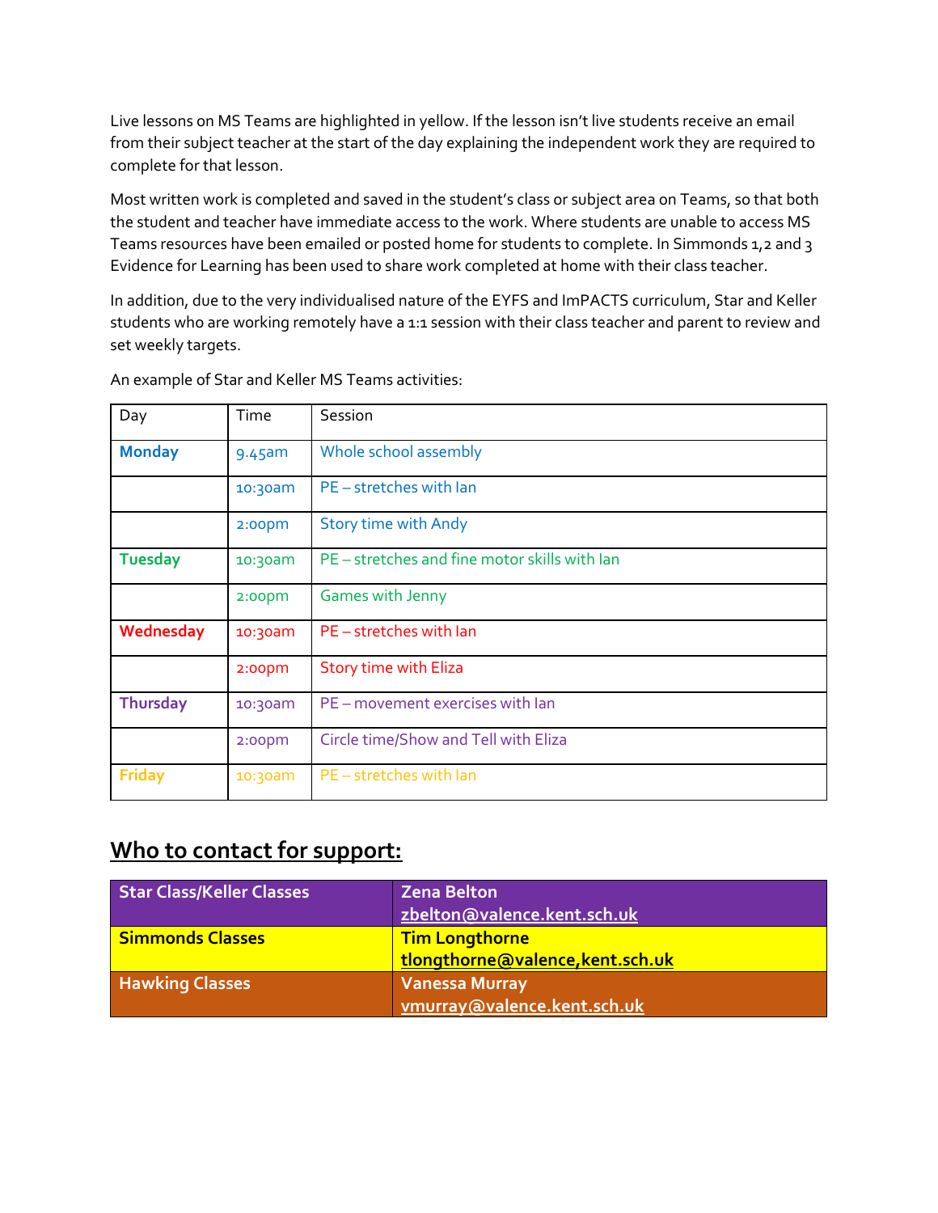Live lessons on MS Teams are highlighted in yellow. If the lesson isn't live students receive an email from their subject teacher at the start of the day explaining the independent work they are required to complete for that lesson.

Most written work is completed and saved in the student's class or subject area on Teams, so that both the student and teacher have immediate access to the work. Where students are unable to access MS Teams resources have been emailed or posted home for students to complete. In Simmonds 1,2 and 3 Evidence for Learning has been used to share work completed at home with their class teacher.

In addition, due to the very individualised nature of the EYFS and ImPACTS curriculum, Star and Keller students who are working remotely have a 1:1 session with their class teacher and parent to review and set weekly targets.

An example of Star and Keller MS Teams activities:

| Day | Time | Session |
|---|---|---|
| **Monday** | 9.45am | Whole school assembly |
| | 10:30am | PE – stretches with Ian |
| | 2:00pm | Story time with Andy |
| **Tuesday** | 10:30am | PE – stretches and fine motor skills with Ian |
| | 2:00pm | Games with Jenny |
| **Wednesday** | 10:30am | PE – stretches with Ian |
| | 2:00pm | Story time with Eliza |
| **Thursday** | 10:30am | PE – movement exercises with Ian |
| | 2:00pm | Circle time/Show and Tell with Eliza |
| **Friday** | 10:30am | PE – stretches with Ian |

## Who to contact for support:

| | |
|---|---|
| **Star Class/Keller Classes** | **Zena Belton**<br>**zbelton@valence.kent.sch.uk** |
| **Simmonds Classes** | **Tim Longthorne**<br>**tlongthorne@valence,kent.sch.uk** |
| **Hawking Classes** | **Vanessa Murray**<br>**vmurray@valence.kent.sch.uk** |